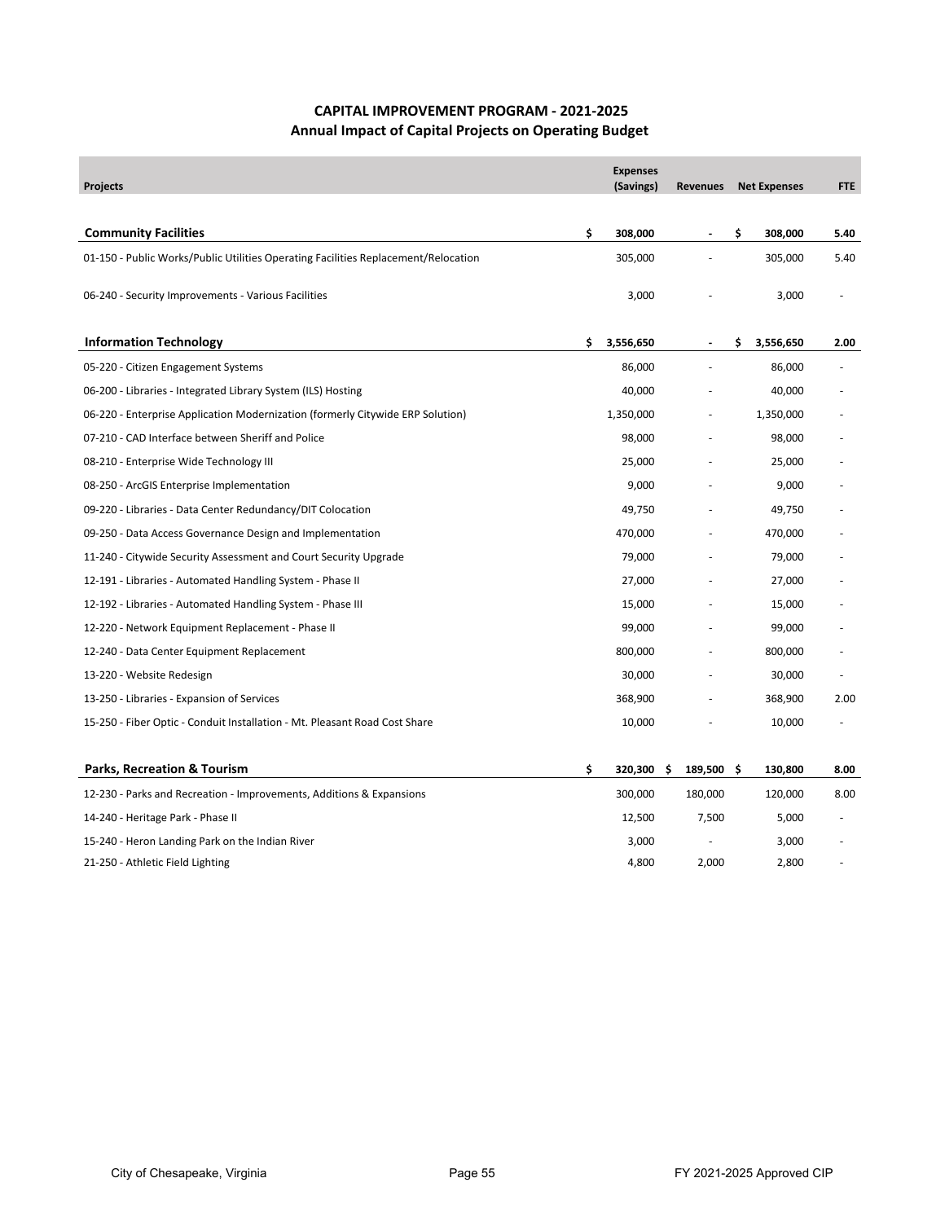# CAPITAL IMPROVEMENT PROGRAM - 2021-2025
## Annual Impact of Capital Projects on Operating Budget

| Projects | Expenses (Savings) | Revenues | Net Expenses | FTE |
|---|---|---|---|---|
| **Community Facilities** | **$ 308,000** | **-** | **$ 308,000** | **5.40** |
| 01-150 - Public Works/Public Utilities Operating Facilities Replacement/Relocation | 305,000 | - | 305,000 | 5.40 |
| 06-240 - Security Improvements - Various Facilities | 3,000 | - | 3,000 | - |
| **Information Technology** | **$ 3,556,650** | **-** | **$ 3,556,650** | **2.00** |
| 05-220 - Citizen Engagement Systems | 86,000 | - | 86,000 | - |
| 06-200 - Libraries - Integrated Library System (ILS) Hosting | 40,000 | - | 40,000 | - |
| 06-220 - Enterprise Application Modernization (formerly Citywide ERP Solution) | 1,350,000 | - | 1,350,000 | - |
| 07-210 - CAD Interface between Sheriff and Police | 98,000 | - | 98,000 | - |
| 08-210 - Enterprise Wide Technology III | 25,000 | - | 25,000 | - |
| 08-250 - ArcGIS Enterprise Implementation | 9,000 | - | 9,000 | - |
| 09-220 - Libraries - Data Center Redundancy/DIT Colocation | 49,750 | - | 49,750 | - |
| 09-250 - Data Access Governance Design and Implementation | 470,000 | - | 470,000 | - |
| 11-240 - Citywide Security Assessment and Court Security Upgrade | 79,000 | - | 79,000 | - |
| 12-191 - Libraries - Automated Handling System - Phase II | 27,000 | - | 27,000 | - |
| 12-192 - Libraries - Automated Handling System - Phase III | 15,000 | - | 15,000 | - |
| 12-220 - Network Equipment Replacement - Phase II | 99,000 | - | 99,000 | - |
| 12-240 - Data Center Equipment Replacement | 800,000 | - | 800,000 | - |
| 13-220 - Website Redesign | 30,000 | - | 30,000 | - |
| 13-250 - Libraries - Expansion of Services | 368,900 | - | 368,900 | 2.00 |
| 15-250 - Fiber Optic - Conduit Installation - Mt. Pleasant Road Cost Share | 10,000 | - | 10,000 | - |
| **Parks, Recreation & Tourism** | **$ 320,300** | **$ 189,500** | **$ 130,800** | **8.00** |
| 12-230 - Parks and Recreation - Improvements, Additions & Expansions | 300,000 | 180,000 | 120,000 | 8.00 |
| 14-240 - Heritage Park - Phase II | 12,500 | 7,500 | 5,000 | - |
| 15-240 - Heron Landing Park on the Indian River | 3,000 | - | 3,000 | - |
| 21-250 - Athletic Field Lighting | 4,800 | 2,000 | 2,800 | - |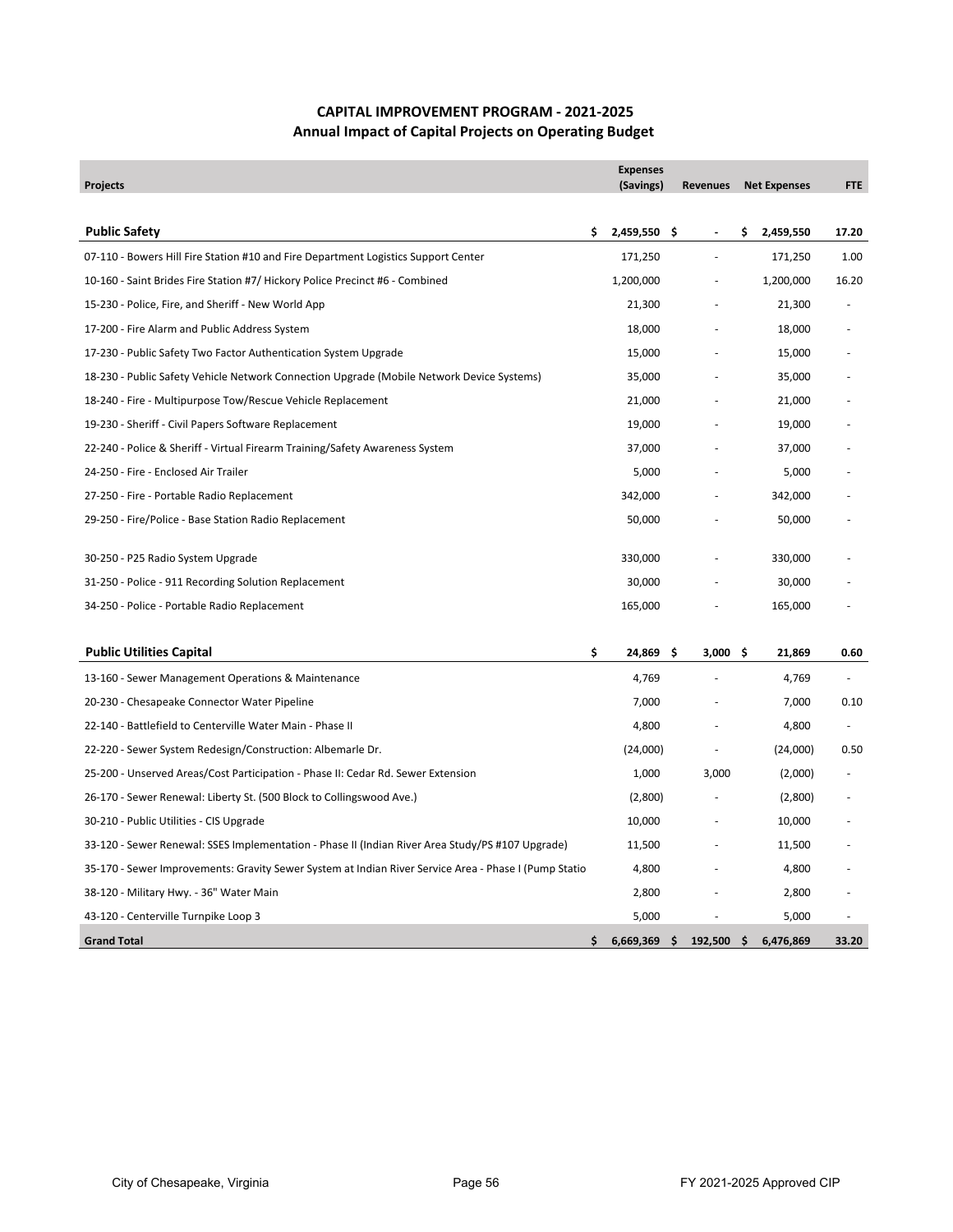## CAPITAL IMPROVEMENT PROGRAM - 2021-2025
## Annual Impact of Capital Projects on Operating Budget

| Projects | Expenses (Savings) | Revenues | Net Expenses | FTE |
|---|---|---|---|---|
| **Public Safety** | **$ 2,459,550** | **$ -** | **$ 2,459,550** | **17.20** |
| 07-110 - Bowers Hill Fire Station #10 and Fire Department Logistics Support Center | 171,250 | - | 171,250 | 1.00 |
| 10-160 - Saint Brides Fire Station #7/ Hickory Police Precinct #6 - Combined | 1,200,000 | - | 1,200,000 | 16.20 |
| 15-230 - Police, Fire, and Sheriff - New World App | 21,300 | - | 21,300 | - |
| 17-200 - Fire Alarm and Public Address System | 18,000 | - | 18,000 | - |
| 17-230 - Public Safety Two Factor Authentication System Upgrade | 15,000 | - | 15,000 | - |
| 18-230 - Public Safety Vehicle Network Connection Upgrade (Mobile Network Device Systems) | 35,000 | - | 35,000 | - |
| 18-240 - Fire - Multipurpose Tow/Rescue Vehicle Replacement | 21,000 | - | 21,000 | - |
| 19-230 - Sheriff - Civil Papers Software Replacement | 19,000 | - | 19,000 | - |
| 22-240 - Police & Sheriff - Virtual Firearm Training/Safety Awareness System | 37,000 | - | 37,000 | - |
| 24-250 - Fire - Enclosed Air Trailer | 5,000 | - | 5,000 | - |
| 27-250 - Fire - Portable Radio Replacement | 342,000 | - | 342,000 | - |
| 29-250 - Fire/Police - Base Station Radio Replacement | 50,000 | - | 50,000 | - |
| 30-250 - P25 Radio System Upgrade | 330,000 | - | 330,000 | - |
| 31-250 - Police - 911 Recording Solution Replacement | 30,000 | - | 30,000 | - |
| 34-250 - Police - Portable Radio Replacement | 165,000 | - | 165,000 | - |
| **Public Utilities Capital** | **$ 24,869** | **$ 3,000** | **$ 21,869** | **0.60** |
| 13-160 - Sewer Management Operations & Maintenance | 4,769 | - | 4,769 | - |
| 20-230 - Chesapeake Connector Water Pipeline | 7,000 | - | 7,000 | 0.10 |
| 22-140 - Battlefield to Centerville Water Main - Phase II | 4,800 | - | 4,800 | - |
| 22-220 - Sewer System Redesign/Construction: Albemarle Dr. | (24,000) | - | (24,000) | 0.50 |
| 25-200 - Unserved Areas/Cost Participation - Phase II: Cedar Rd. Sewer Extension | 1,000 | 3,000 | (2,000) | - |
| 26-170 - Sewer Renewal: Liberty St. (500 Block to Collingswood Ave.) | (2,800) | - | (2,800) | - |
| 30-210 - Public Utilities - CIS Upgrade | 10,000 | - | 10,000 | - |
| 33-120 - Sewer Renewal: SSES Implementation - Phase II (Indian River Area Study/PS #107 Upgrade) | 11,500 | - | 11,500 | - |
| 35-170 - Sewer Improvements: Gravity Sewer System at Indian River Service Area - Phase I (Pump Statio | 4,800 | - | 4,800 | - |
| 38-120 - Military Hwy. - 36" Water Main | 2,800 | - | 2,800 | - |
| 43-120 - Centerville Turnpike Loop 3 | 5,000 | - | 5,000 | - |
| **Grand Total** | **$ 6,669,369** | **$ 192,500** | **$ 6,476,869** | **33.20** |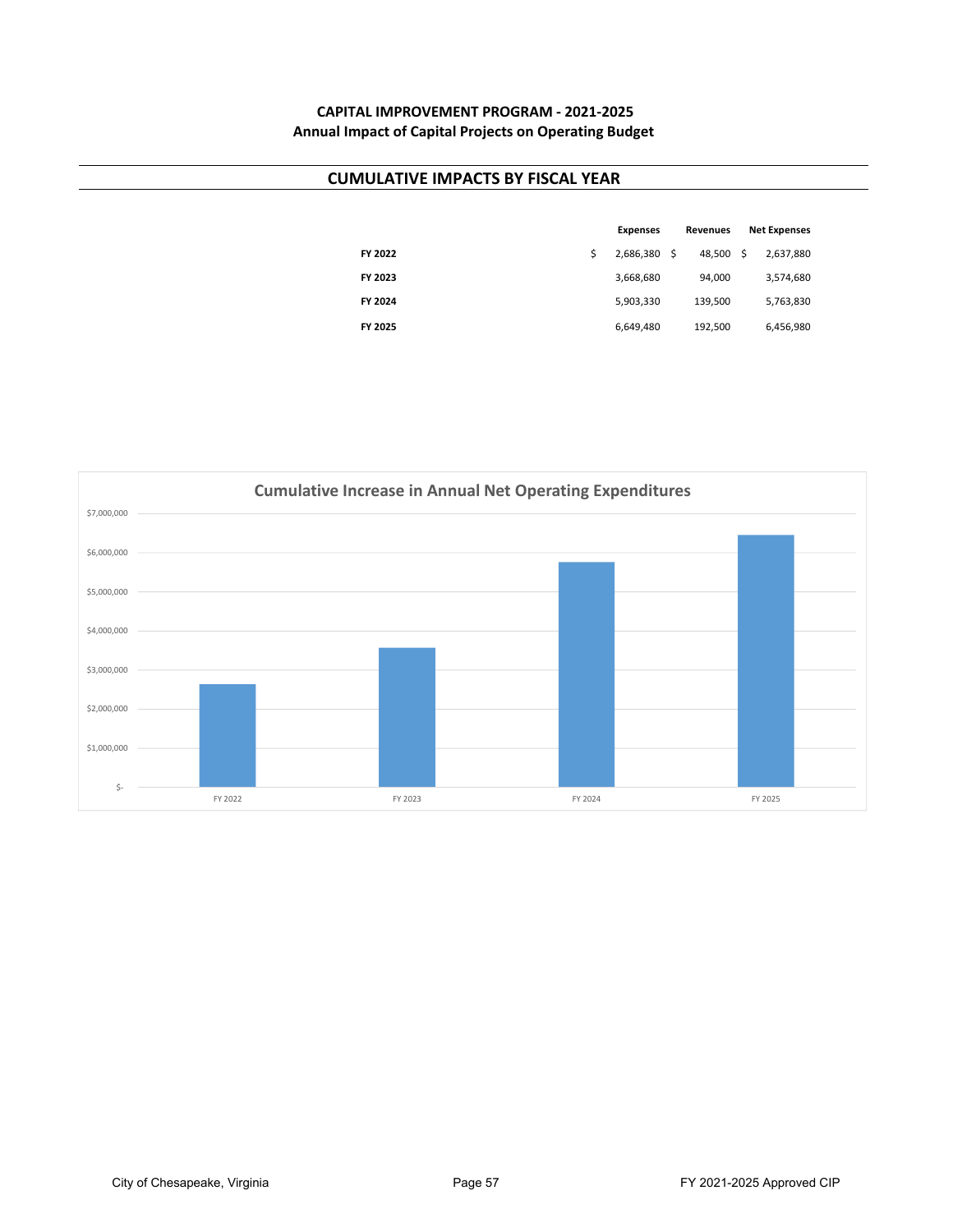# CAPITAL IMPROVEMENT PROGRAM - 2021-2025
## Annual Impact of Capital Projects on Operating Budget

## CUMULATIVE IMPACTS BY FISCAL YEAR

| | Expenses | Revenues | Net Expenses |
|---|---|---|---|
| **FY 2022** | $ 2,686,380 | $ 48,500 | $ 2,637,880 |
| **FY 2023** | 3,668,680 | 94,000 | 3,574,680 |
| **FY 2024** | 5,903,330 | 139,500 | 5,763,830 |
| **FY 2025** | 6,649,480 | 192,500 | 6,456,980 |

Cumulative Increase in Annual Net Operating Expenditures

$7,000,000
$6,000,000
$5,000,000
$4,000,000
$3,000,000
$2,000,000
$1,000,000
$-

FY 2022
FY 2023
FY 2024
FY 2025